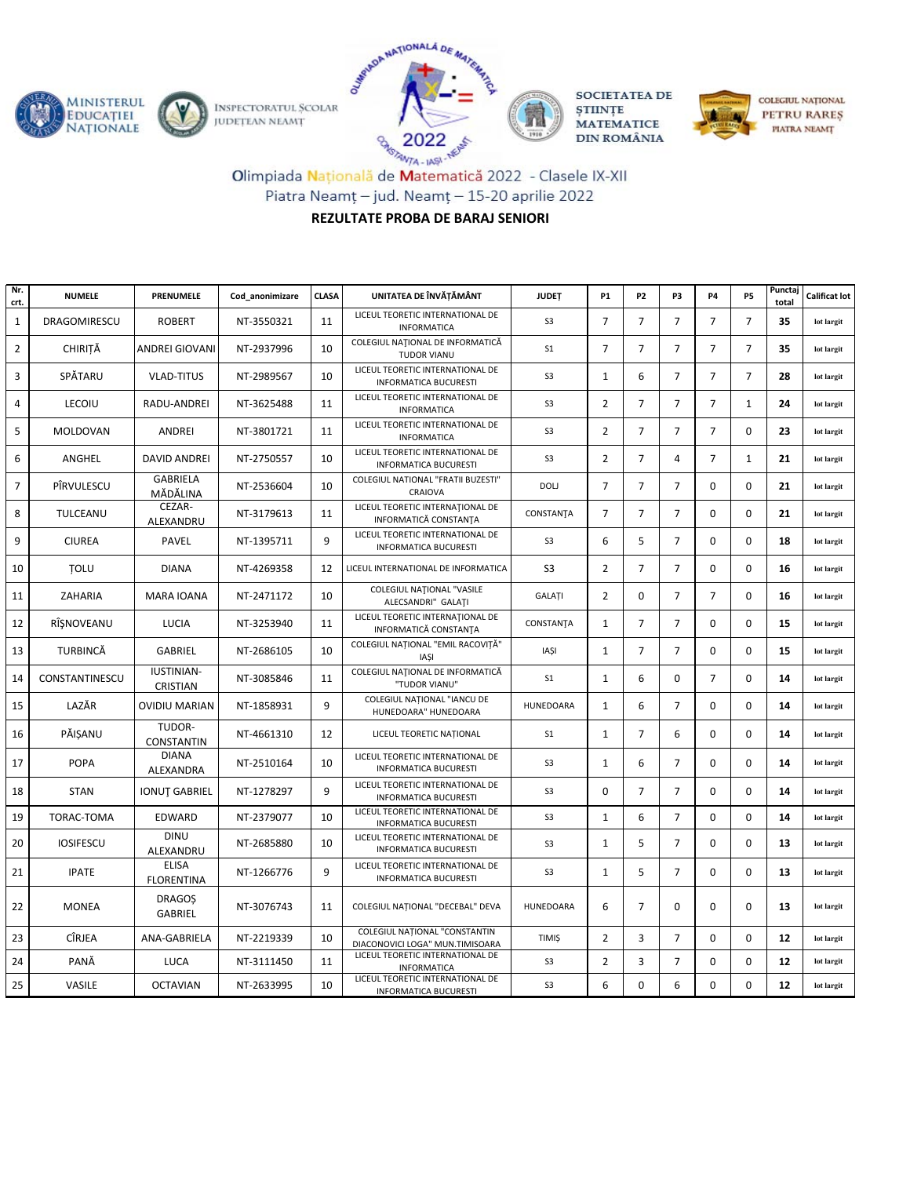MINISTERUL EDUCAȚIEI NAȚIONALE | INSPECTORATUL ȘCOLAR JUDEȚEAN NEAMȚ | OLIMPIADA NAȚIONALĂ DE MATEMATICĂ 2022 CONSTANȚA - IAȘI - NEAMȚ | SOCIETATEA DE ȘTIINȚE MATEMATICE DIN ROMÂNIA | COLEGIUL NAȚIONAL PETRU RAREȘ PIATRA NEAMȚ

Olimpiada Națională de Matematică 2022 - Clasele IX-XII
Piatra Neamț – jud. Neamț – 15-20 aprilie 2022

**REZULTATE PROBA DE BARAJ SENIORI**

| Nr. crt. | NUMELE | PRENUMELE | Cod_anonimizare | CLASA | UNITATEA DE ÎNVĂȚĂMÂNT | JUDEȚ | P1 | P2 | P3 | P4 | P5 | Punctaj total | Calificat lot |
|---|---|---|---|---|---|---|---|---|---|---|---|---|---|
| 1 | DRAGOMIRESCU | ROBERT | NT-3550321 | 11 | LICEUL TEORETIC INTERNATIONAL DE INFORMATICA | S3 | 7 | 7 | 7 | 7 | 7 | **35** | lot largit |
| 2 | CHIRIȚĂ | ANDREI GIOVANI | NT-2937996 | 10 | COLEGIUL NAȚIONAL DE INFORMATICĂ TUDOR VIANU | S1 | 7 | 7 | 7 | 7 | 7 | **35** | lot largit |
| 3 | SPĂTARU | VLAD-TITUS | NT-2989567 | 10 | LICEUL TEORETIC INTERNATIONAL DE INFORMATICA BUCURESTI | S3 | 1 | 6 | 7 | 7 | 7 | **28** | lot largit |
| 4 | LECOIU | RADU-ANDREI | NT-3625488 | 11 | LICEUL TEORETIC INTERNATIONAL DE INFORMATICA | S3 | 2 | 7 | 7 | 7 | 1 | **24** | lot largit |
| 5 | MOLDOVAN | ANDREI | NT-3801721 | 11 | LICEUL TEORETIC INTERNATIONAL DE INFORMATICA | S3 | 2 | 7 | 7 | 7 | 0 | **23** | lot largit |
| 6 | ANGHEL | DAVID ANDREI | NT-2750557 | 10 | LICEUL TEORETIC INTERNATIONAL DE INFORMATICA BUCURESTI | S3 | 2 | 7 | 4 | 7 | 1 | **21** | lot largit |
| 7 | PÎRVULESCU | GABRIELA MĂDĂLINA | NT-2536604 | 10 | COLEGIUL NATIONAL "FRATII BUZESTI" CRAIOVA | DOLJ | 7 | 7 | 7 | 0 | 0 | **21** | lot largit |
| 8 | TULCEANU | CEZAR-ALEXANDRU | NT-3179613 | 11 | LICEUL TEORETIC INTERNAȚIONAL DE INFORMATICĂ CONSTANȚA | CONSTANȚA | 7 | 7 | 7 | 0 | 0 | **21** | lot largit |
| 9 | CIUREA | PAVEL | NT-1395711 | 9 | LICEUL TEORETIC INTERNATIONAL DE INFORMATICA BUCURESTI | S3 | 6 | 5 | 7 | 0 | 0 | **18** | lot largit |
| 10 | ȚOLU | DIANA | NT-4269358 | 12 | LICEUL INTERNATIONAL DE INFORMATICA | S3 | 2 | 7 | 7 | 0 | 0 | **16** | lot largit |
| 11 | ZAHARIA | MARA IOANA | NT-2471172 | 10 | COLEGIUL NAȚIONAL "VASILE ALECSANDRI" GALAȚI | GALAȚI | 2 | 0 | 7 | 7 | 0 | **16** | lot largit |
| 12 | RÎȘNOVEANU | LUCIA | NT-3253940 | 11 | LICEUL TEORETIC INTERNAȚIONAL DE INFORMATICĂ CONSTANȚA | CONSTANȚA | 1 | 7 | 7 | 0 | 0 | **15** | lot largit |
| 13 | TURBINCĂ | GABRIEL | NT-2686105 | 10 | COLEGIUL NAȚIONAL "EMIL RACOVIȚĂ" IAȘI | IAȘI | 1 | 7 | 7 | 0 | 0 | **15** | lot largit |
| 14 | CONSTANTINESCU | IUSTINIAN-CRISTIAN | NT-3085846 | 11 | COLEGIUL NAȚIONAL DE INFORMATICĂ "TUDOR VIANU" | S1 | 1 | 6 | 0 | 7 | 0 | **14** | lot largit |
| 15 | LAZĂR | OVIDIU MARIAN | NT-1858931 | 9 | COLEGIUL NAȚIONAL "IANCU DE HUNEDOARA" HUNEDOARA | HUNEDOARA | 1 | 6 | 7 | 0 | 0 | **14** | lot largit |
| 16 | PĂIȘANU | TUDOR-CONSTANTIN | NT-4661310 | 12 | LICEUL TEORETIC NAȚIONAL | S1 | 1 | 7 | 6 | 0 | 0 | **14** | lot largit |
| 17 | POPA | DIANA ALEXANDRA | NT-2510164 | 10 | LICEUL TEORETIC INTERNATIONAL DE INFORMATICA BUCURESTI | S3 | 1 | 6 | 7 | 0 | 0 | **14** | lot largit |
| 18 | STAN | IONUȚ GABRIEL | NT-1278297 | 9 | LICEUL TEORETIC INTERNATIONAL DE INFORMATICA BUCURESTI | S3 | 0 | 7 | 7 | 0 | 0 | **14** | lot largit |
| 19 | TORAC-TOMA | EDWARD | NT-2379077 | 10 | LICEUL TEORETIC INTERNATIONAL DE INFORMATICA BUCURESTI | S3 | 1 | 6 | 7 | 0 | 0 | **14** | lot largit |
| 20 | IOSIFESCU | DINU ALEXANDRU | NT-2685880 | 10 | LICEUL TEORETIC INTERNATIONAL DE INFORMATICA BUCURESTI | S3 | 1 | 5 | 7 | 0 | 0 | **13** | lot largit |
| 21 | IPATE | ELISA FLORENTINA | NT-1266776 | 9 | LICEUL TEORETIC INTERNATIONAL DE INFORMATICA BUCURESTI | S3 | 1 | 5 | 7 | 0 | 0 | **13** | lot largit |
| 22 | MONEA | DRAGOȘ GABRIEL | NT-3076743 | 11 | COLEGIUL NAȚIONAL "DECEBAL" DEVA | HUNEDOARA | 6 | 7 | 0 | 0 | 0 | **13** | lot largit |
| 23 | CÎRJEA | ANA-GABRIELA | NT-2219339 | 10 | COLEGIUL NAȚIONAL "CONSTANTIN DIACONOVICI LOGA" MUN.TIMISOARA | TIMIȘ | 2 | 3 | 7 | 0 | 0 | **12** | lot largit |
| 24 | PANĂ | LUCA | NT-3111450 | 11 | LICEUL TEORETIC INTERNATIONAL DE INFORMATICA | S3 | 2 | 3 | 7 | 0 | 0 | **12** | lot largit |
| 25 | VASILE | OCTAVIAN | NT-2633995 | 10 | LICEUL TEORETIC INTERNATIONAL DE INFORMATICA BUCURESTI | S3 | 6 | 0 | 6 | 0 | 0 | **12** | lot largit |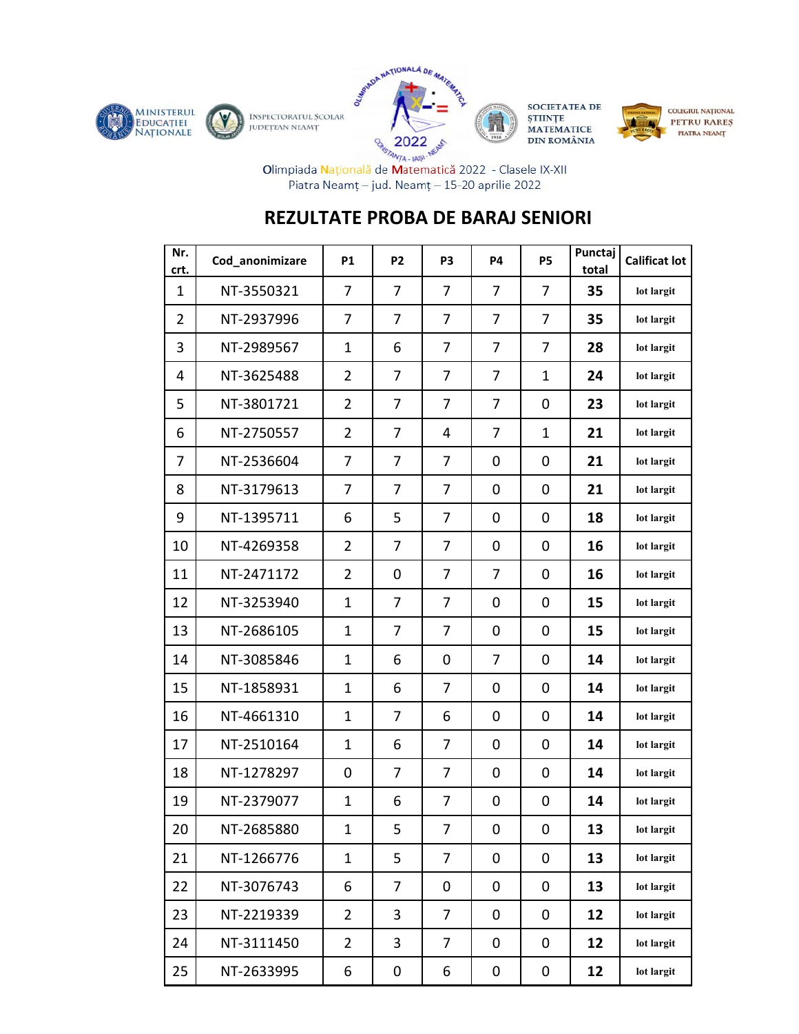Olimpiada Națională de Matematică 2022 - Clasele IX-XII
Piatra Neamț – jud. Neamț – 15-20 aprilie 2022

## REZULTATE PROBA DE BARAJ SENIORI

| Nr. crt. | Cod_anonimizare | P1 | P2 | P3 | P4 | P5 | Punctaj total | Calificat lot |
|---|---|---|---|---|---|---|---|---|
| 1 | NT-3550321 | 7 | 7 | 7 | 7 | 7 | **35** | lot largit |
| 2 | NT-2937996 | 7 | 7 | 7 | 7 | 7 | **35** | lot largit |
| 3 | NT-2989567 | 1 | 6 | 7 | 7 | 7 | **28** | lot largit |
| 4 | NT-3625488 | 2 | 7 | 7 | 7 | 1 | **24** | lot largit |
| 5 | NT-3801721 | 2 | 7 | 7 | 7 | 0 | **23** | lot largit |
| 6 | NT-2750557 | 2 | 7 | 4 | 7 | 1 | **21** | lot largit |
| 7 | NT-2536604 | 7 | 7 | 7 | 0 | 0 | **21** | lot largit |
| 8 | NT-3179613 | 7 | 7 | 7 | 0 | 0 | **21** | lot largit |
| 9 | NT-1395711 | 6 | 5 | 7 | 0 | 0 | **18** | lot largit |
| 10 | NT-4269358 | 2 | 7 | 7 | 0 | 0 | **16** | lot largit |
| 11 | NT-2471172 | 2 | 0 | 7 | 7 | 0 | **16** | lot largit |
| 12 | NT-3253940 | 1 | 7 | 7 | 0 | 0 | **15** | lot largit |
| 13 | NT-2686105 | 1 | 7 | 7 | 0 | 0 | **15** | lot largit |
| 14 | NT-3085846 | 1 | 6 | 0 | 7 | 0 | **14** | lot largit |
| 15 | NT-1858931 | 1 | 6 | 7 | 0 | 0 | **14** | lot largit |
| 16 | NT-4661310 | 1 | 7 | 6 | 0 | 0 | **14** | lot largit |
| 17 | NT-2510164 | 1 | 6 | 7 | 0 | 0 | **14** | lot largit |
| 18 | NT-1278297 | 0 | 7 | 7 | 0 | 0 | **14** | lot largit |
| 19 | NT-2379077 | 1 | 6 | 7 | 0 | 0 | **14** | lot largit |
| 20 | NT-2685880 | 1 | 5 | 7 | 0 | 0 | **13** | lot largit |
| 21 | NT-1266776 | 1 | 5 | 7 | 0 | 0 | **13** | lot largit |
| 22 | NT-3076743 | 6 | 7 | 0 | 0 | 0 | **13** | lot largit |
| 23 | NT-2219339 | 2 | 3 | 7 | 0 | 0 | **12** | lot largit |
| 24 | NT-3111450 | 2 | 3 | 7 | 0 | 0 | **12** | lot largit |
| 25 | NT-2633995 | 6 | 0 | 6 | 0 | 0 | **12** | lot largit |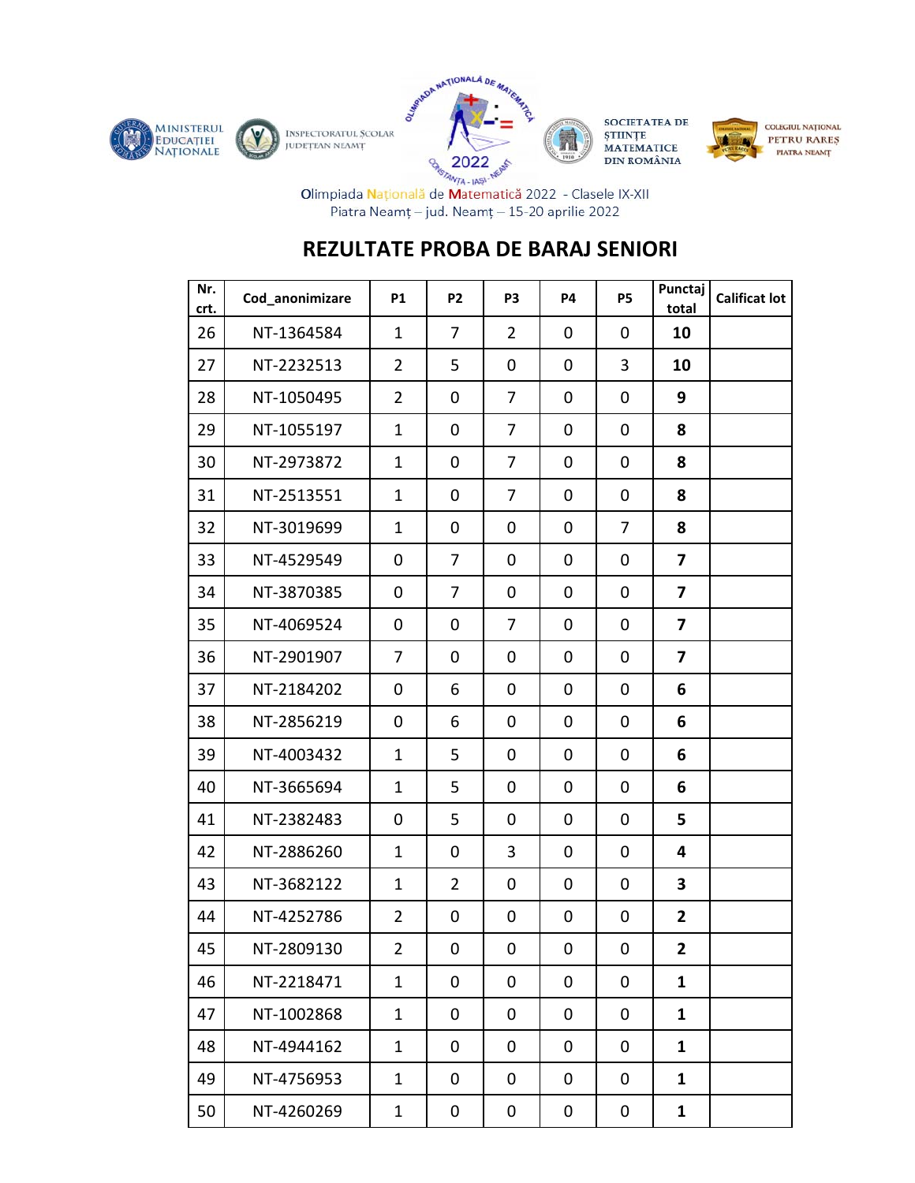Olimpiada Națională de Matematică 2022 - Clasele IX-XII
Piatra Neamț – jud. Neamț – 15-20 aprilie 2022

## REZULTATE PROBA DE BARAJ SENIORI

| Nr. crt. | Cod_anonimizare | P1 | P2 | P3 | P4 | P5 | Punctaj total | Calificat lot |
|---|---|---|---|---|---|---|---|---|
| 26 | NT-1364584 | 1 | 7 | 2 | 0 | 0 | **10** | |
| 27 | NT-2232513 | 2 | 5 | 0 | 0 | 3 | **10** | |
| 28 | NT-1050495 | 2 | 0 | 7 | 0 | 0 | **9** | |
| 29 | NT-1055197 | 1 | 0 | 7 | 0 | 0 | **8** | |
| 30 | NT-2973872 | 1 | 0 | 7 | 0 | 0 | **8** | |
| 31 | NT-2513551 | 1 | 0 | 7 | 0 | 0 | **8** | |
| 32 | NT-3019699 | 1 | 0 | 0 | 0 | 7 | **8** | |
| 33 | NT-4529549 | 0 | 7 | 0 | 0 | 0 | **7** | |
| 34 | NT-3870385 | 0 | 7 | 0 | 0 | 0 | **7** | |
| 35 | NT-4069524 | 0 | 0 | 7 | 0 | 0 | **7** | |
| 36 | NT-2901907 | 7 | 0 | 0 | 0 | 0 | **7** | |
| 37 | NT-2184202 | 0 | 6 | 0 | 0 | 0 | **6** | |
| 38 | NT-2856219 | 0 | 6 | 0 | 0 | 0 | **6** | |
| 39 | NT-4003432 | 1 | 5 | 0 | 0 | 0 | **6** | |
| 40 | NT-3665694 | 1 | 5 | 0 | 0 | 0 | **6** | |
| 41 | NT-2382483 | 0 | 5 | 0 | 0 | 0 | **5** | |
| 42 | NT-2886260 | 1 | 0 | 3 | 0 | 0 | **4** | |
| 43 | NT-3682122 | 1 | 2 | 0 | 0 | 0 | **3** | |
| 44 | NT-4252786 | 2 | 0 | 0 | 0 | 0 | **2** | |
| 45 | NT-2809130 | 2 | 0 | 0 | 0 | 0 | **2** | |
| 46 | NT-2218471 | 1 | 0 | 0 | 0 | 0 | **1** | |
| 47 | NT-1002868 | 1 | 0 | 0 | 0 | 0 | **1** | |
| 48 | NT-4944162 | 1 | 0 | 0 | 0 | 0 | **1** | |
| 49 | NT-4756953 | 1 | 0 | 0 | 0 | 0 | **1** | |
| 50 | NT-4260269 | 1 | 0 | 0 | 0 | 0 | **1** | |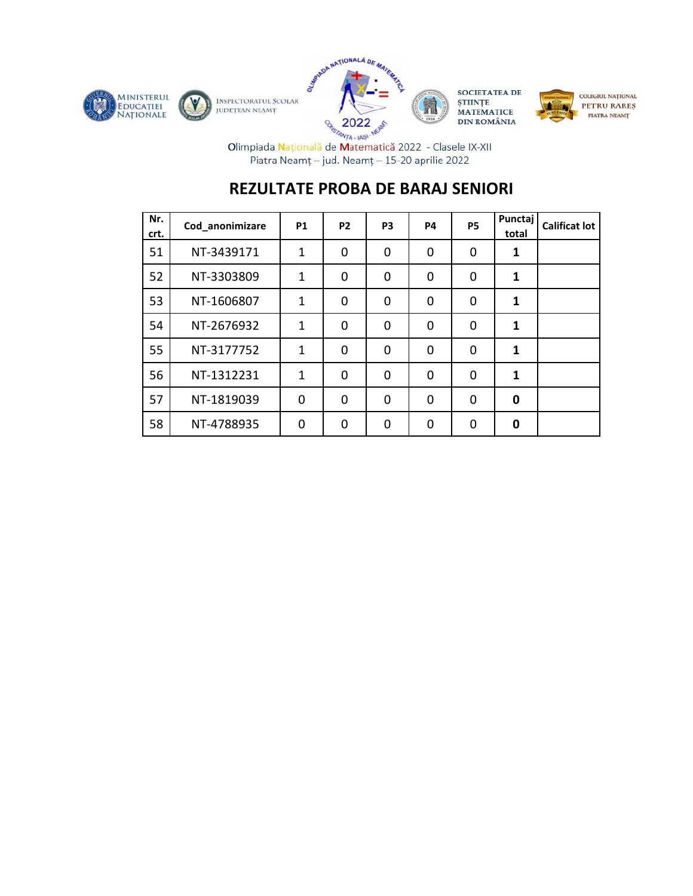Olimpiada Națională de Matematică 2022 - Clasele IX-XII
Piatra Neamț – jud. Neamț – 15-20 aprilie 2022

## REZULTATE PROBA DE BARAJ SENIORI

| Nr. crt. | Cod_anonimizare | P1 | P2 | P3 | P4 | P5 | Punctaj total | Calificat lot |
|---|---|---|---|---|---|---|---|---|
| 51 | NT-3439171 | 1 | 0 | 0 | 0 | 0 | **1** | |
| 52 | NT-3303809 | 1 | 0 | 0 | 0 | 0 | **1** | |
| 53 | NT-1606807 | 1 | 0 | 0 | 0 | 0 | **1** | |
| 54 | NT-2676932 | 1 | 0 | 0 | 0 | 0 | **1** | |
| 55 | NT-3177752 | 1 | 0 | 0 | 0 | 0 | **1** | |
| 56 | NT-1312231 | 1 | 0 | 0 | 0 | 0 | **1** | |
| 57 | NT-1819039 | 0 | 0 | 0 | 0 | 0 | **0** | |
| 58 | NT-4788935 | 0 | 0 | 0 | 0 | 0 | **0** | |